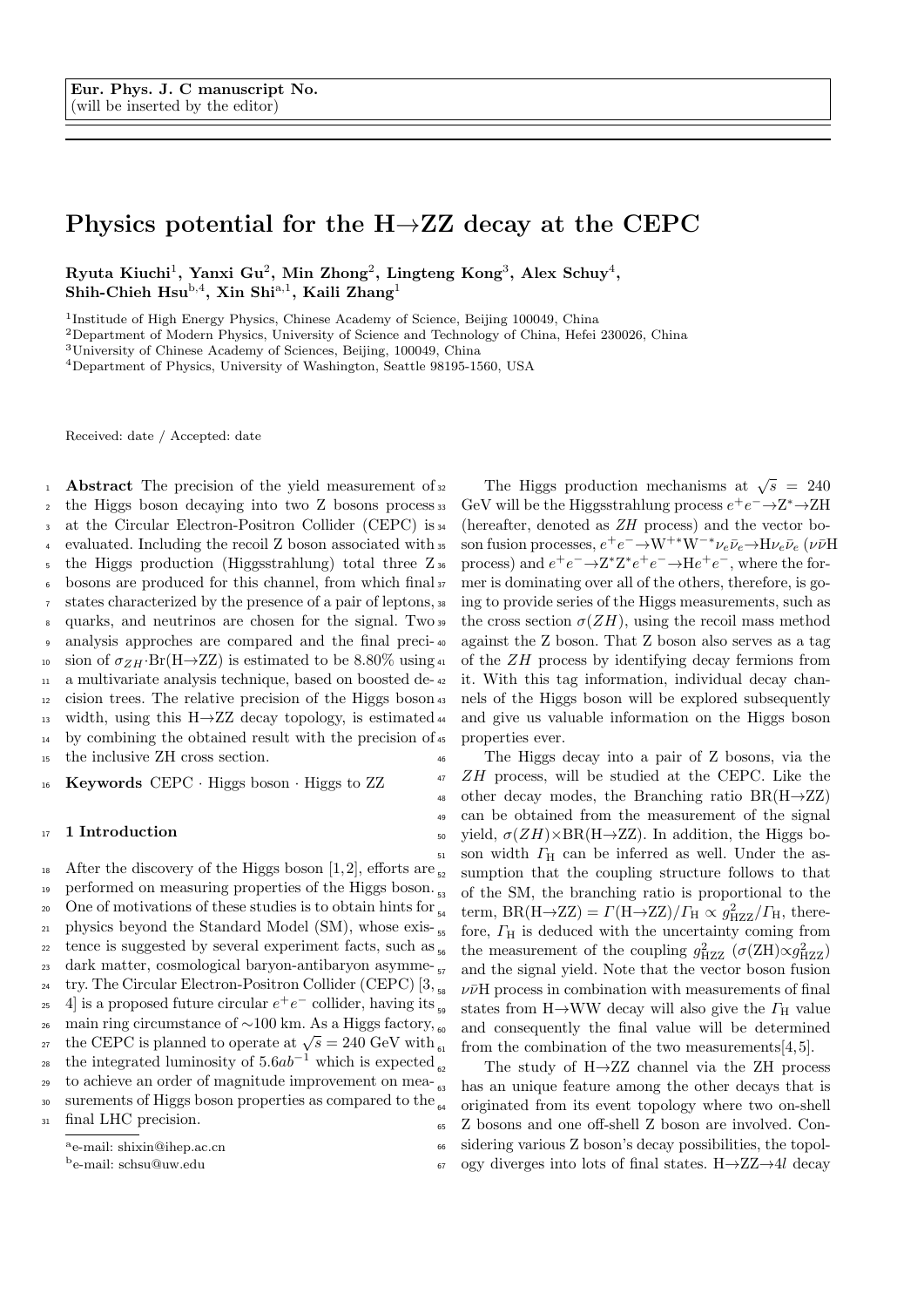**Eur. Phys. J. C manuscript No.**
(will be inserted by the editor)

# Physics potential for the H→ZZ decay at the CEPC

**Ryuta Kiuchi[1], Yanxi Gu[2], Min Zhong[2], Lingteng Kong[3], Alex Schuy[4], Shih-Chieh Hsu[b,4], Xin Shi[a,1], Kaili Zhang[1]**

[1]Institute of High Energy Physics, Chinese Academy of Science, Beijing 100049, China
[2]Department of Modern Physics, University of Science and Technology of China, Hefei 230026, China
[3]University of Chinese Academy of Sciences, Beijing, 100049, China
[4]Department of Physics, University of Washington, Seattle 98195-1560, USA

Received: date / Accepted: date

**Abstract** The precision of the yield measurement of the Higgs boson decaying into two Z bosons process at the Circular Electron-Positron Collider (CEPC) is evaluated. Including the recoil Z boson associated with the Higgs production (Higgsstrahlung) total three Z bosons are produced for this channel, from which final states characterized by the presence of a pair of leptons, quarks, and neutrinos are chosen for the signal. Two analysis approches are compared and the final precision of $\sigma_{ZH}\cdot$Br(H→ZZ) is estimated to be 8.80% using a multivariate analysis technique, based on boosted decision trees. The relative precision of the Higgs boson width, using this H→ZZ decay topology, is estimated by combining the obtained result with the precision of the inclusive ZH cross section.

**Keywords** CEPC · Higgs boson · Higgs to ZZ

## 1 Introduction

After the discovery of the Higgs boson [1,2], efforts are performed on measuring properties of the Higgs boson. One of motivations of these studies is to obtain hints for physics beyond the Standard Model (SM), whose existence is suggested by several experiment facts, such as dark matter, cosmological baryon-antibaryon asymmetry. The Circular Electron-Positron Collider (CEPC) [3,4] is a proposed future circular $e^+e^-$ collider, having its main ring circumstance of ∼100 km. As a Higgs factory, the CEPC is planned to operate at $\sqrt{s} = 240$ GeV with the integrated luminosity of $5.6ab^{-1}$ which is expected to achieve an order of magnitude improvement on measurements of Higgs boson properties as compared to the final LHC precision.

The Higgs production mechanisms at $\sqrt{s} = 240$ GeV will be the Higgsstrahlung process $e^+e^-\to$Z*→ZH (hereafter, denoted as *ZH* process) and the vector boson fusion processes, $e^+e^-\to$W$^{+*}$W$^{-*}\nu_e\bar{\nu}_e\to$H$\nu_e\bar{\nu}_e$ ($\nu\bar{\nu}$H process) and $e^+e^-\to$Z*Z*$e^+e^-\to$H$e^+e^-$, where the former is dominating over all of the others, therefore, is going to provide series of the Higgs measurements, such as the cross section $\sigma(ZH)$, using the recoil mass method against the Z boson. That Z boson also serves as a tag of the *ZH* process by identifying decay fermions from it. With this tag information, individual decay channels of the Higgs boson will be explored subsequently and give us valuable information on the Higgs boson properties ever.

The Higgs decay into a pair of Z bosons, via the *ZH* process, will be studied at the CEPC. Like the other decay modes, the Branching ratio BR(H→ZZ) can be obtained from the measurement of the signal yield, $\sigma(ZH)\times$BR(H→ZZ). In addition, the Higgs boson width $\Gamma_{\rm H}$ can be inferred as well. Under the assumption that the coupling structure follows to that of the SM, the branching ratio is proportional to the term, BR(H→ZZ) = $\Gamma$(H→ZZ)/$\Gamma_{\rm H} \propto g^2_{\rm HZZ}/\Gamma_{\rm H}$, therefore, $\Gamma_{\rm H}$ is deduced with the uncertainty coming from the measurement of the coupling $g^2_{\rm HZZ}$ ($\sigma$(ZH)$\propto g^2_{\rm HZZ}$) and the signal yield. Note that the vector boson fusion $\nu\bar{\nu}$H process in combination with measurements of final states from H→WW decay will also give the $\Gamma_{\rm H}$ value and consequently the final value will be determined from the combination of the two measurements[4,5].

The study of H→ZZ channel via the ZH process has an unique feature among the other decays that is originated from its event topology where two on-shell Z bosons and one off-shell Z boson are involved. Considering various Z boson's decay possibilities, the topology diverges into lots of final states. H→ZZ→4$l$ decay

[a]e-mail: shixin@ihep.ac.cn
[b]e-mail: schsu@uw.edu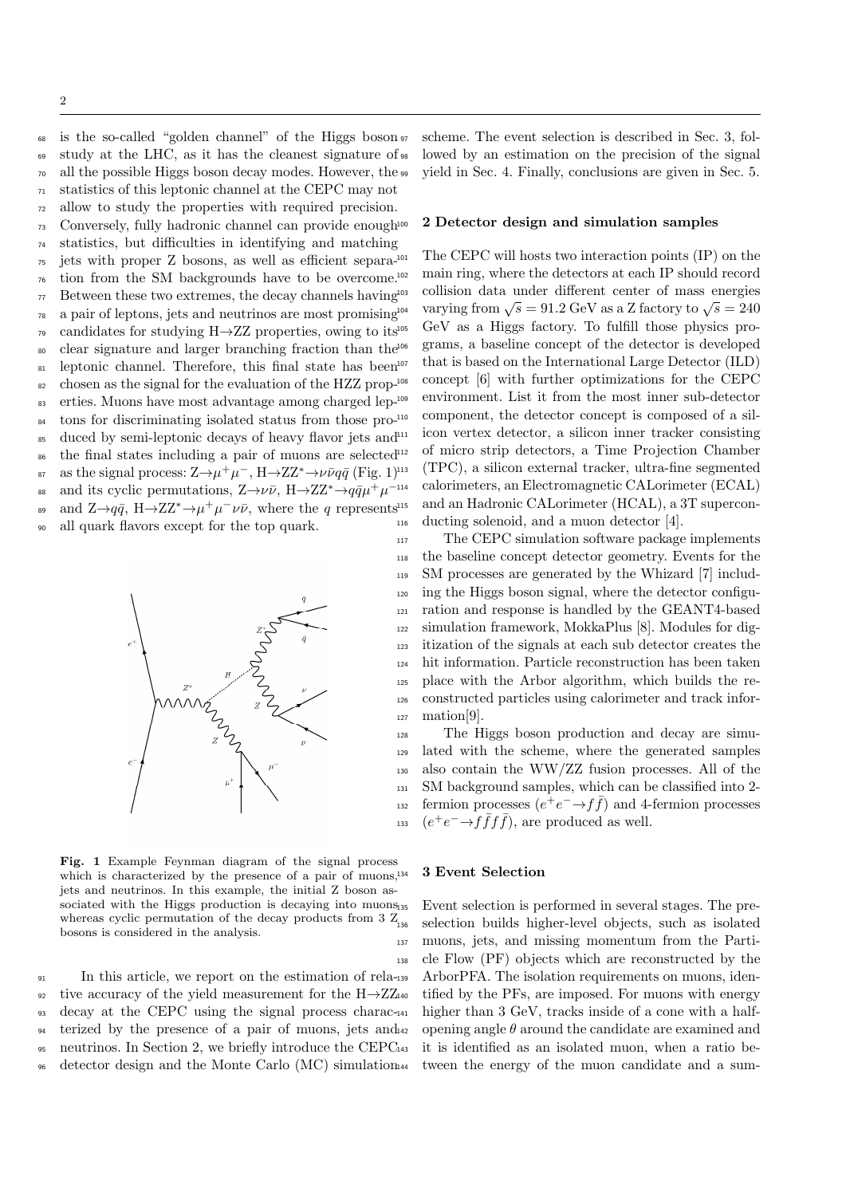is the so-called "golden channel" of the Higgs boson study at the LHC, as it has the cleanest signature of all the possible Higgs boson decay modes. However, the statistics of this leptonic channel at the CEPC may not allow to study the properties with required precision. Conversely, fully hadronic channel can provide enough statistics, but difficulties in identifying and matching jets with proper Z bosons, as well as efficient separation from the SM backgrounds have to be overcome. Between these two extremes, the decay channels having a pair of leptons, jets and neutrinos are most promising candidates for studying H→ZZ properties, owing to its clear signature and larger branching fraction than the leptonic channel. Therefore, this final state has been chosen as the signal for the evaluation of the HZZ properties. Muons have most advantage among charged leptons for discriminating isolated status from those produced by semi-leptonic decays of heavy flavor jets and the final states including a pair of muons are selected as the signal process: $Z \rightarrow \mu^+\mu^-$, $H \rightarrow ZZ^* \rightarrow \nu\bar{\nu}q\bar{q}$ (Fig. 1) and its cyclic permutations, $Z \rightarrow \nu\bar{\nu}$, $H \rightarrow ZZ^* \rightarrow q\bar{q}\mu^+\mu^-$ and $Z \rightarrow q\bar{q}$, $H \rightarrow ZZ^* \rightarrow \mu^+\mu^-\nu\bar{\nu}$, where the $q$ represents all quark flavors except for the top quark.

**Fig. 1** Example Feynman diagram of the signal process which is characterized by the presence of a pair of muons, jets and neutrinos. In this example, the initial Z boson associated with the Higgs production is decaying into muons, whereas cyclic permutation of the decay products from 3 Z bosons is considered in the analysis.

In this article, we report on the estimation of relative accuracy of the yield measurement for the H→ZZ decay at the CEPC using the signal process characterized by the presence of a pair of muons, jets and neutrinos. In Section 2, we briefly introduce the CEPC detector design and the Monte Carlo (MC) simulation scheme. The event selection is described in Sec. 3, followed by an estimation on the precision of the signal yield in Sec. 4. Finally, conclusions are given in Sec. 5.

## 2 Detector design and simulation samples

The CEPC will hosts two interaction points (IP) on the main ring, where the detectors at each IP should record collision data under different center of mass energies varying from $\sqrt{s} = 91.2$ GeV as a Z factory to $\sqrt{s} = 240$ GeV as a Higgs factory. To fulfill those physics programs, a baseline concept of the detector is developed that is based on the International Large Detector (ILD) concept [6] with further optimizations for the CEPC environment. List it from the most inner sub-detector component, the detector concept is composed of a silicon vertex detector, a silicon inner tracker consisting of micro strip detectors, a Time Projection Chamber (TPC), a silicon external tracker, ultra-fine segmented calorimeters, an Electromagnetic CALorimeter (ECAL) and an Hadronic CALorimeter (HCAL), a 3T superconducting solenoid, and a muon detector [4].

The CEPC simulation software package implements the baseline concept detector geometry. Events for the SM processes are generated by the Whizard [7] including the Higgs boson signal, where the detector configuration and response is handled by the GEANT4-based simulation framework, MokkaPlus [8]. Modules for digitization of the signals at each sub detector creates the hit information. Particle reconstruction has been taken place with the Arbor algorithm, which builds the reconstructed particles using calorimeter and track information[9].

The Higgs boson production and decay are simulated with the scheme, where the generated samples also contain the WW/ZZ fusion processes. All of the SM background samples, which can be classified into 2-fermion processes ($e^+e^- \rightarrow f\bar{f}$) and 4-fermion processes ($e^+e^- \rightarrow f\bar{f}f\bar{f}$), are produced as well.

## 3 Event Selection

Event selection is performed in several stages. The preselection builds higher-level objects, such as isolated muons, jets, and missing momentum from the Particle Flow (PF) objects which are reconstructed by the ArborPFA. The isolation requirements on muons, identified by the PFs, are imposed. For muons with energy higher than 3 GeV, tracks inside of a cone with a half-opening angle $\theta$ around the candidate are examined and it is identified as an isolated muon, when a ratio between the energy of the muon candidate and a sum-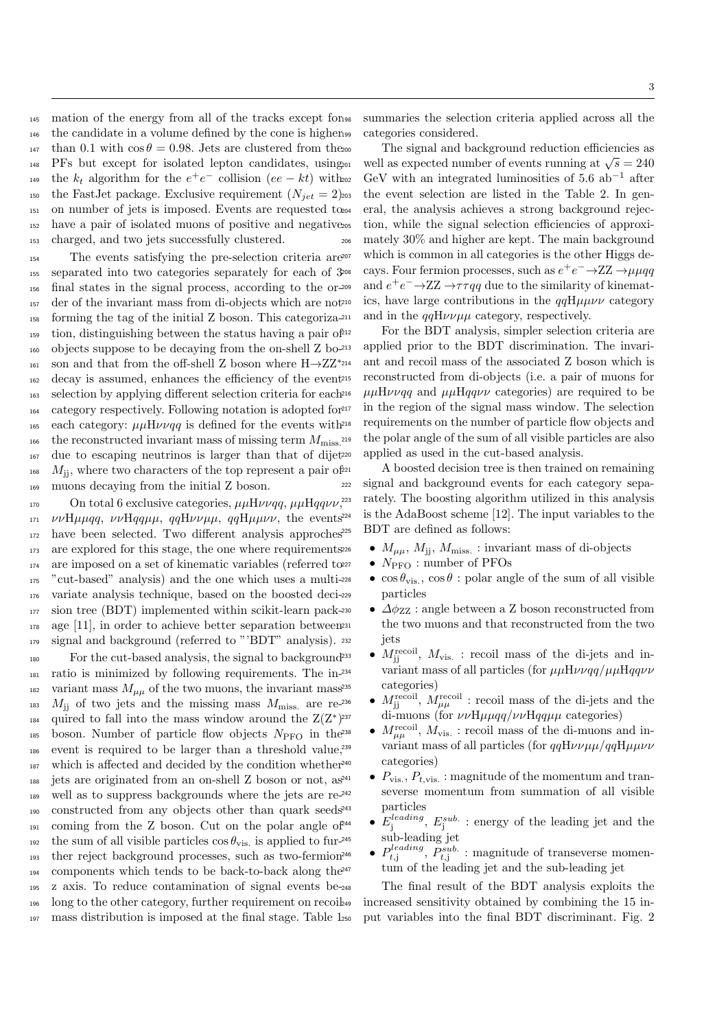mation of the energy from all of the tracks except for the candidate in a volume defined by the cone is higher than 0.1 with $\cos\theta = 0.98$. Jets are clustered from the PFs but except for isolated lepton candidates, using the $k_t$ algorithm for the $e^+e^-$ collision ($ee-kt$) with the FastJet package. Exclusive requirement ($N_{jet} = 2$) on number of jets is imposed. Events are requested to have a pair of isolated muons of positive and negative charged, and two jets successfully clustered.

The events satisfying the pre-selection criteria are separated into two categories separately for each of 3 final states in the signal process, according to the order of the invariant mass from di-objects which are not forming the tag of the initial Z boson. This categorization, distinguishing between the status having a pair of objects suppose to be decaying from the on-shell Z boson and that from the off-shell Z boson where H→ZZ* decay is assumed, enhances the efficiency of the event selection by applying different selection criteria for each category respectively. Following notation is adopted for each category: $\mu\mu\mathrm{H}\nu\nu qq$ is defined for the events with the reconstructed invariant mass of missing term $M_{\mathrm{miss.}}$ due to escaping neutrinos is larger than that of dijet $M_{\mathrm{jj}}$, where two characters of the top represent a pair of muons decaying from the initial Z boson.

On total 6 exclusive categories, $\mu\mu\mathrm{H}\nu\nu qq$, $\mu\mu\mathrm{H}qq\nu\nu$, $\nu\nu\mathrm{H}\mu\mu qq$, $\nu\nu\mathrm{H}qq\mu\mu$, $qq\mathrm{H}\nu\nu\mu\mu$, $qq\mathrm{H}\mu\mu\nu\nu$, the events have been selected. Two different analysis approches are explored for this stage, the one where requirements are imposed on a set of kinematic variables (referred to "cut-based" analysis) and the one which uses a multivariate analysis technique, based on the boosted decision tree (BDT) implemented within scikit-learn package [11], in order to achieve better separation between signal and background (referred to "'BDT" analysis).

For the cut-based analysis, the signal to background ratio is minimized by following requirements. The invariant mass $M_{\mu\mu}$ of the two muons, the invariant mass $M_{\mathrm{jj}}$ of two jets and the missing mass $M_{\mathrm{miss.}}$ are required to fall into the mass window around the Z(Z*) boson. Number of particle flow objects $N_{\mathrm{PFO}}$ in the event is required to be larger than a threshold value, which is affected and decided by the condition whether jets are originated from an on-shell Z boson or not, as well as to suppress backgrounds where the jets are reconstructed from any objects other than quark seeds coming from the Z boson. Cut on the polar angle of the sum of all visible particles $\cos\theta_{\mathrm{vis.}}$ is applied to further reject background processes, such as two-fermion components which tends to be back-to-back along the z axis. To reduce contamination of signal events belong to the other category, further requirement on recoil mass distribution is imposed at the final stage. Table 1 summaries the selection criteria applied across all the categories considered.

The signal and background reduction efficiencies as well as expected number of events running at $\sqrt{s} = 240$ GeV with an integrated luminosities of 5.6 ab$^{-1}$ after the event selection are listed in the Table 2. In general, the analysis achieves a strong background rejection, while the signal selection efficiencies of approximately 30% and higher are kept. The main background which is common in all categories is the other Higgs decays. Four fermion processes, such as $e^+e^-\to\mathrm{ZZ}\to\mu\mu qq$ and $e^+e^-\to\mathrm{ZZ}\to\tau\tau qq$ due to the similarity of kinematics, have large contributions in the $qq\mathrm{H}\mu\mu\nu\nu$ category and in the $qq\mathrm{H}\nu\nu\mu\mu$ category, respectively.

For the BDT analysis, simpler selection criteria are applied prior to the BDT discrimination. The invariant and recoil mass of the associated Z boson which is reconstructed from di-objects (i.e. a pair of muons for $\mu\mu\mathrm{H}\nu\nu qq$ and $\mu\mu\mathrm{H}qq\nu\nu$ categories) are required to be in the region of the signal mass window. The selection requirements on the number of particle flow objects and the polar angle of the sum of all visible particles are also applied as used in the cut-based analysis.

A boosted decision tree is then trained on remaining signal and background events for each category separately. The boosting algorithm utilized in this analysis is the AdaBoost scheme [12]. The input variables to the BDT are defined as follows:

- $M_{\mu\mu}$, $M_{\mathrm{jj}}$, $M_{\mathrm{miss.}}$ : invariant mass of di-objects
- $N_{\mathrm{PFO}}$ : number of PFOs
- $\cos\theta_{\mathrm{vis.}}$, $\cos\theta$ : polar angle of the sum of all visible particles
- $\Delta\phi_{\mathrm{ZZ}}$ : angle between a Z boson reconstructed from the two muons and that reconstructed from the two jets
- $M^{\mathrm{recoil}}_{\mathrm{jj}}$, $M_{\mathrm{vis.}}$ : recoil mass of the di-jets and invariant mass of all particles (for $\mu\mu\mathrm{H}\nu\nu qq/\mu\mu\mathrm{H}qq\nu\nu$ categories)
- $M^{\mathrm{recoil}}_{\mathrm{jj}}$, $M^{\mathrm{recoil}}_{\mu\mu}$ : recoil mass of the di-jets and the di-muons (for $\nu\nu\mathrm{H}\mu\mu qq/\nu\nu\mathrm{H}qq\mu\mu$ categories)
- $M^{\mathrm{recoil}}_{\mu\mu}$, $M_{\mathrm{vis.}}$ : recoil mass of the di-muons and invariant mass of all particles (for $qq\mathrm{H}\nu\nu\mu\mu/qq\mathrm{H}\mu\mu\nu\nu$ categories)
- $P_{\mathrm{vis.}}$, $P_{t,\mathrm{vis.}}$ : magnitude of the momentum and transeverse momentum from summation of all visible particles
- $E^{leading}_{\mathrm{j}}$, $E^{sub.}_{\mathrm{j}}$ : energy of the leading jet and the sub-leading jet
- $P^{leading}_{t,\mathrm{j}}$, $P^{sub.}_{t,\mathrm{j}}$ : magnitude of transeverse momentum of the leading jet and the sub-leading jet

The final result of the BDT analysis exploits the increased sensitivity obtained by combining the 15 input variables into the final BDT discriminant. Fig. 2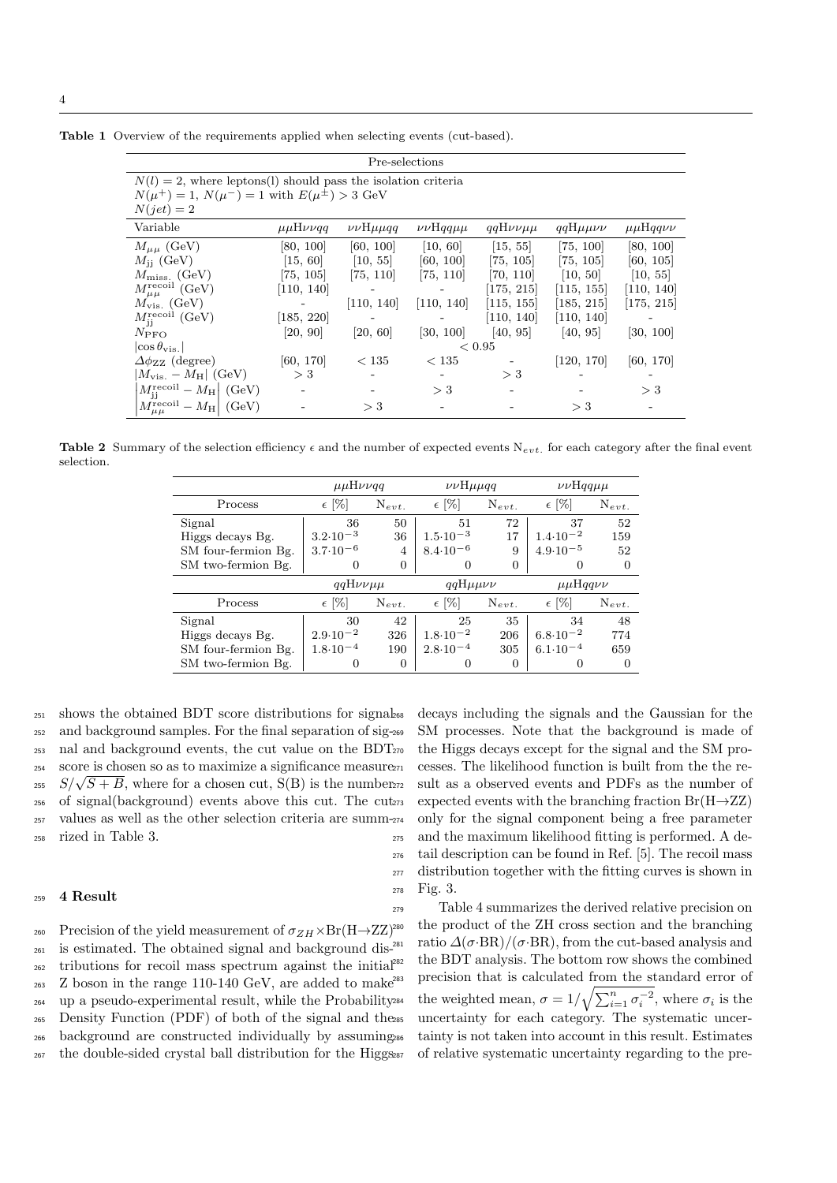**Table 1** Overview of the requirements applied when selecting events (cut-based).

| Pre-selections | | | | | | |
|---|---|---|---|---|---|---|
| $N(l) = 2$, where leptons($l$) should pass the isolation criteria<br>$N(\mu^+) = 1$, $N(\mu^-) = 1$ with $E(\mu^\pm) > 3$ GeV<br>$N(jet) = 2$ | | | | | | |
| Variable | $\mu\mu$H$\nu\nu qq$ | $\nu\nu$H$\mu\mu qq$ | $\nu\nu$H$qq\mu\mu$ | $qq$H$\nu\nu\mu\mu$ | $qq$H$\mu\mu\nu\nu$ | $\mu\mu$H$qq\nu\nu$ |
| $M_{\mu\mu}$ (GeV) | [80, 100] | [60, 100] | [10, 60] | [15, 55] | [75, 100] | [80, 100] |
| $M_{\rm jj}$ (GeV) | [15, 60] | [10, 55] | [60, 100] | [75, 105] | [75, 105] | [60, 105] |
| $M_{\rm miss.}$ (GeV) | [75, 105] | [75, 110] | [75, 110] | [70, 110] | [10, 50] | [10, 55] |
| $M^{\rm recoil}_{\mu\mu}$ (GeV) | [110, 140] | - | - | [175, 215] | [115, 155] | [110, 140] |
| $M_{\rm vis.}$ (GeV) | - | [110, 140] | [110, 140] | [115, 155] | [185, 215] | [175, 215] |
| $M^{\rm recoil}_{\rm jj}$ (GeV) | [185, 220] | - | - | [110, 140] | [110, 140] | - |
| $N_{\rm PFO}$ | [20, 90] | [20, 60] | [30, 100] | [40, 95] | [40, 95] | [30, 100] |
| $\lvert\cos\theta_{\rm vis.}\rvert$ | $< 0.95$ | | | | | |
| $\Delta\phi_{\rm ZZ}$ (degree) | [60, 170] | $< 135$ | $< 135$ | - | [120, 170] | [60, 170] |
| $\lvert M_{\rm vis.} - M_{\rm H}\rvert$ (GeV) | $> 3$ | - | - | $> 3$ | - | - |
| $\lvert M^{\rm recoil}_{\rm jj} - M_{\rm H}\rvert$ (GeV) | - | - | $> 3$ | - | - | $> 3$ |
| $\lvert M^{\rm recoil}_{\mu\mu} - M_{\rm H}\rvert$ (GeV) | - | $> 3$ | - | - | $> 3$ | - |

**Table 2** Summary of the selection efficiency $\epsilon$ and the number of expected events $\mathrm{N}_{evt.}$ for each category after the final event selection.

| | $\mu\mu$H$\nu\nu qq$ | | $\nu\nu$H$\mu\mu qq$ | | $\nu\nu$H$qq\mu\mu$ | |
|---|---|---|---|---|---|---|
| Process | $\epsilon$ [%] | $\mathrm{N}_{evt.}$ | $\epsilon$ [%] | $\mathrm{N}_{evt.}$ | $\epsilon$ [%] | $\mathrm{N}_{evt.}$ |
| Signal | 36 | 50 | 51 | 72 | 37 | 52 |
| Higgs decays Bg. | $3.2{\cdot}10^{-3}$ | 36 | $1.5{\cdot}10^{-3}$ | 17 | $1.4{\cdot}10^{-2}$ | 159 |
| SM four-fermion Bg. | $3.7{\cdot}10^{-6}$ | 4 | $8.4{\cdot}10^{-6}$ | 9 | $4.9{\cdot}10^{-5}$ | 52 |
| SM two-fermion Bg. | 0 | 0 | 0 | 0 | 0 | 0 |
| | $qq$H$\nu\nu\mu\mu$ | | $qq$H$\mu\mu\nu\nu$ | | $\mu\mu$H$qq\nu\nu$ | |
| Process | $\epsilon$ [%] | $\mathrm{N}_{evt.}$ | $\epsilon$ [%] | $\mathrm{N}_{evt.}$ | $\epsilon$ [%] | $\mathrm{N}_{evt.}$ |
| Signal | 30 | 42 | 25 | 35 | 34 | 48 |
| Higgs decays Bg. | $2.9{\cdot}10^{-2}$ | 326 | $1.8{\cdot}10^{-2}$ | 206 | $6.8{\cdot}10^{-2}$ | 774 |
| SM four-fermion Bg. | $1.8{\cdot}10^{-4}$ | 190 | $2.8{\cdot}10^{-4}$ | 305 | $6.1{\cdot}10^{-4}$ | 659 |
| SM two-fermion Bg. | 0 | 0 | 0 | 0 | 0 | 0 |

shows the obtained BDT score distributions for signal and background samples. For the final separation of signal and background events, the cut value on the BDT score is chosen so as to maximize a significance measure $S/\sqrt{S+B}$, where for a chosen cut, S(B) is the number of signal(background) events above this cut. The cut values as well as the other selection criteria are summarized in Table 3.

## 4 Result

Precision of the yield measurement of $\sigma_{ZH}{\times}\mathrm{Br}(\mathrm{H}{\rightarrow}\mathrm{ZZ})$ is estimated. The obtained signal and background distributions for recoil mass spectrum against the initial Z boson in the range 110-140 GeV, are added to make up a pseudo-experimental result, while the Probability Density Function (PDF) of both of the signal and the background are constructed individually by assuming the double-sided crystal ball distribution for the Higgs decays including the signals and the Gaussian for the SM processes. Note that the background is made of the Higgs decays except for the signal and the SM processes. The likelihood function is built from the the result as a observed events and PDFs as the number of expected events with the branching fraction $\mathrm{Br}(\mathrm{H}{\rightarrow}\mathrm{ZZ})$ only for the signal component being a free parameter and the maximum likelihood fitting is performed. A detail description can be found in Ref. [5]. The recoil mass distribution together with the fitting curves is shown in Fig. 3.

Table 4 summarizes the derived relative precision on the product of the ZH cross section and the branching ratio $\Delta(\sigma{\cdot}\mathrm{BR})/(\sigma{\cdot}\mathrm{BR})$, from the cut-based analysis and the BDT analysis. The bottom row shows the combined precision that is calculated from the standard error of the weighted mean, $\sigma = 1/\sqrt{\sum_{i=1}^{n}\sigma_i^{-2}}$, where $\sigma_i$ is the uncertainty for each category. The systematic uncertainty is not taken into account in this result. Estimates of relative systematic uncertainty regarding to the pre-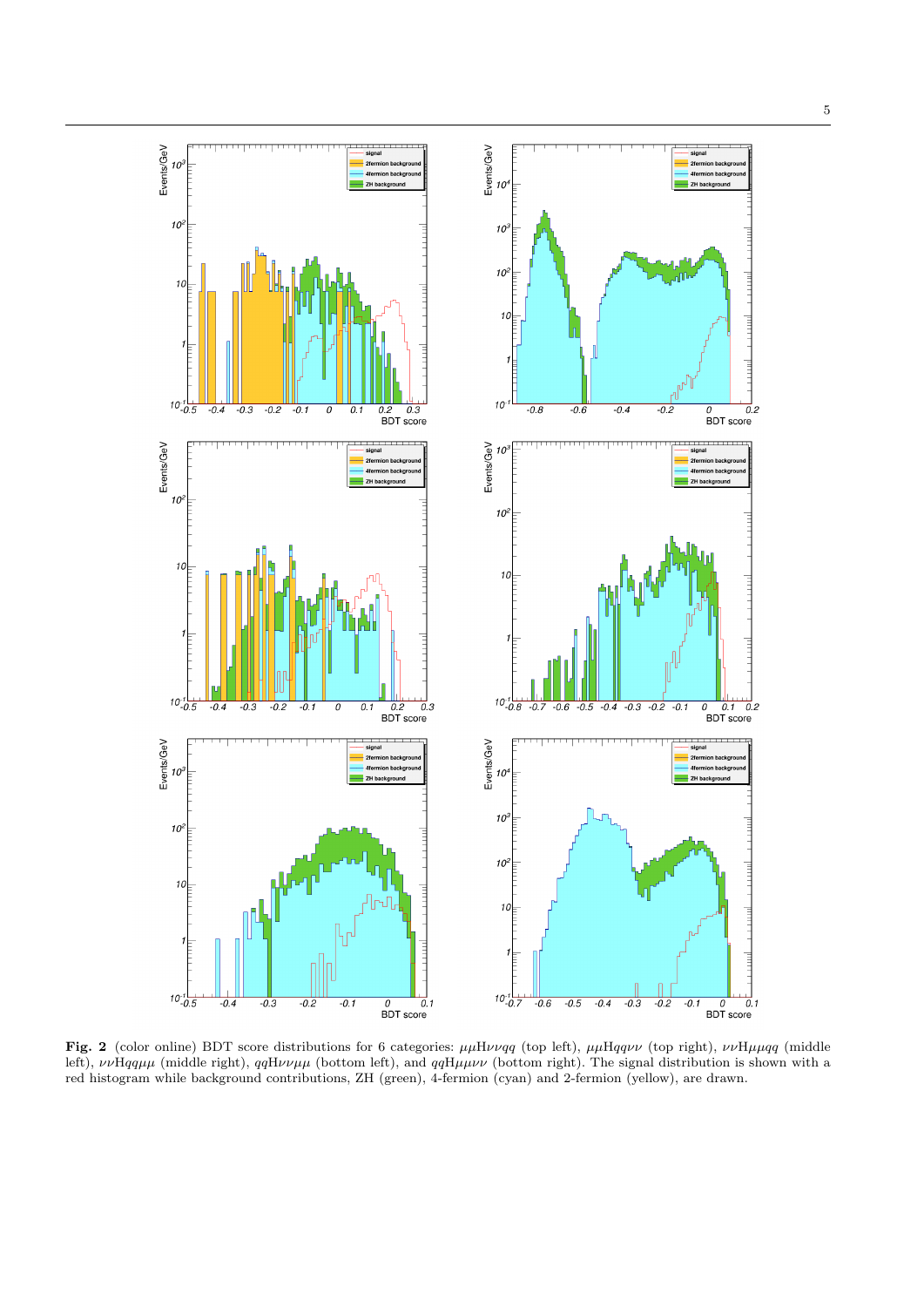**Fig. 2** (color online) BDT score distributions for 6 categories: $\mu\mu\mathrm{H}\nu\nu qq$ (top left), $\mu\mu\mathrm{H}qq\nu\nu$ (top right), $\nu\nu\mathrm{H}\mu\mu qq$ (middle left), $\nu\nu\mathrm{H}qq\mu\mu$ (middle right), $qq\mathrm{H}\nu\nu\mu\mu$ (bottom left), and $qq\mathrm{H}\mu\mu\nu\nu$ (bottom right). The signal distribution is shown with a red histogram while background contributions, ZH (green), 4-fermion (cyan) and 2-fermion (yellow), are drawn.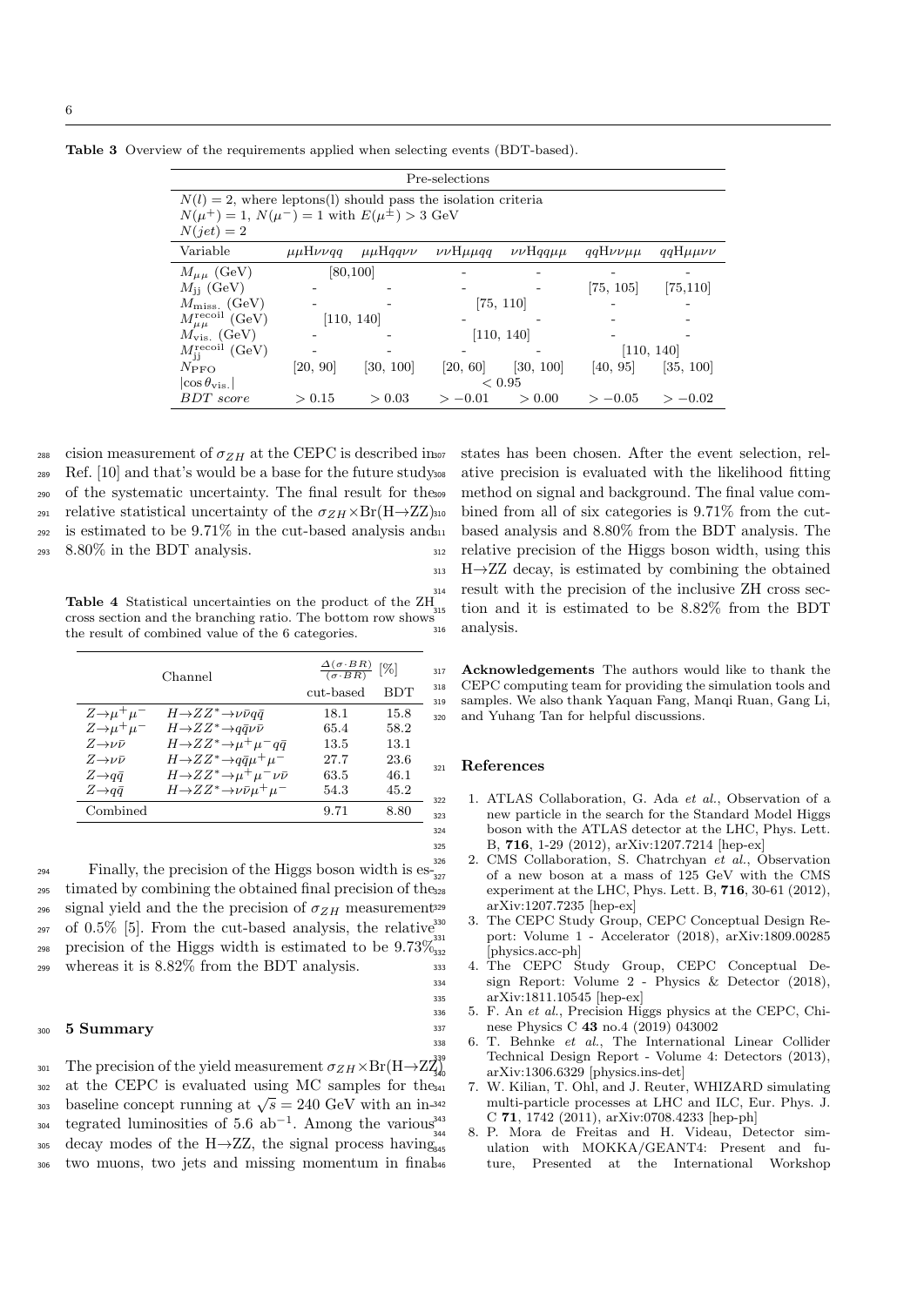**Table 3** Overview of the requirements applied when selecting events (BDT-based).

| Pre-selections | | | | | | |
|---|---|---|---|---|---|---|
| $N(l) = 2$, where leptons(l) should pass the isolation criteria<br>$N(\mu^+) = 1$, $N(\mu^-) = 1$ with $E(\mu^\pm) > 3$ GeV<br>$N(jet) = 2$ | | | | | | |
| Variable | $\mu\mu$H$\nu\nu qq$ | $\mu\mu$H$qq\nu\nu$ | $\nu\nu$H$\mu\mu qq$ | $\nu\nu$H$qq\mu\mu$ | $qq$H$\nu\nu\mu\mu$ | $qq$H$\mu\mu\nu\nu$ |
| $M_{\mu\mu}$ (GeV) | [80,100] | | - | - | - | - |
| $M_{\rm jj}$ (GeV) | - | - | - | - | [75, 105] | [75,110] |
| $M_{\rm miss.}$ (GeV) | - | - | [75, 110] | | - | - |
| $M_{\mu\mu}^{\rm recoil}$ (GeV) | [110, 140] | | - | - | - | - |
| $M_{\rm vis.}$ (GeV) | - | - | [110, 140] | | - | - |
| $M_{\rm jj}^{\rm recoil}$ (GeV) | - | - | - | - | [110, 140] | |
| $N_{\rm PFO}$ | [20, 90] | [30, 100] | [20, 60] | [30, 100] | [40, 95] | [35, 100] |
| $\lvert\cos\theta_{\rm vis.}\rvert$ | | | $< 0.95$ | | | |
| *BDT score* | $> 0.15$ | $> 0.03$ | $> -0.01$ | $> 0.00$ | $> -0.05$ | $> -0.02$ |

cision measurement of $\sigma_{ZH}$ at the CEPC is described in Ref. [10] and that's would be a base for the future study of the systematic uncertainty. The final result for the relative statistical uncertainty of the $\sigma_{ZH}\times$Br(H$\rightarrow$ZZ) is estimated to be 9.71% in the cut-based analysis and 8.80% in the BDT analysis.

**Table 4** Statistical uncertainties on the product of the ZH cross section and the branching ratio. The bottom row shows the result of combined value of the 6 categories.

| Channel | | $\frac{\Delta(\sigma\cdot BR)}{(\sigma\cdot BR)}$ [%] cut-based | BDT |
|---|---|---|---|
| $Z\rightarrow\mu^+\mu^-$ | $H\rightarrow ZZ^*\rightarrow\nu\bar{\nu}q\bar{q}$ | 18.1 | 15.8 |
| $Z\rightarrow\mu^+\mu^-$ | $H\rightarrow ZZ^*\rightarrow q\bar{q}\nu\bar{\nu}$ | 65.4 | 58.2 |
| $Z\rightarrow\nu\bar{\nu}$ | $H\rightarrow ZZ^*\rightarrow\mu^+\mu^-q\bar{q}$ | 13.5 | 13.1 |
| $Z\rightarrow\nu\bar{\nu}$ | $H\rightarrow ZZ^*\rightarrow q\bar{q}\mu^+\mu^-$ | 27.7 | 23.6 |
| $Z\rightarrow q\bar{q}$ | $H\rightarrow ZZ^*\rightarrow\mu^+\mu^-\nu\bar{\nu}$ | 63.5 | 46.1 |
| $Z\rightarrow q\bar{q}$ | $H\rightarrow ZZ^*\rightarrow\nu\bar{\nu}\mu^+\mu^-$ | 54.3 | 45.2 |
| Combined | | 9.71 | 8.80 |

Finally, the precision of the Higgs boson width is estimated by combining the obtained final precision of the signal yield and the the precision of $\sigma_{ZH}$ measurement of 0.5% [5]. From the cut-based analysis, the relative precision of the Higgs width is estimated to be 9.73% whereas it is 8.82% from the BDT analysis.

## 5 Summary

The precision of the yield measurement $\sigma_{ZH}\times$Br(H$\rightarrow$ZZ) at the CEPC is evaluated using MC samples for the baseline concept running at $\sqrt{s} = 240$ GeV with an integrated luminosities of 5.6 ab$^{-1}$. Among the various decay modes of the H$\rightarrow$ZZ, the signal process having two muons, two jets and missing momentum in final states has been chosen. After the event selection, relative precision is evaluated with the likelihood fitting method on signal and background. The final value combined from all of six categories is 9.71% from the cut-based analysis and 8.80% from the BDT analysis. The relative precision of the Higgs boson width, using this H$\rightarrow$ZZ decay, is estimated by combining the obtained result with the precision of the inclusive ZH cross section and it is estimated to be 8.82% from the BDT analysis.

**Acknowledgements** The authors would like to thank the CEPC computing team for providing the simulation tools and samples. We also thank Yaquan Fang, Manqi Ruan, Gang Li, and Yuhang Tan for helpful discussions.

## References

1. ATLAS Collaboration, G. Ada *et al.*, Observation of a new particle in the search for the Standard Model Higgs boson with the ATLAS detector at the LHC, Phys. Lett. B, **716**, 1-29 (2012), arXiv:1207.7214 [hep-ex]
2. CMS Collaboration, S. Chatrchyan *et al.*, Observation of a new boson at a mass of 125 GeV with the CMS experiment at the LHC, Phys. Lett. B, **716**, 30-61 (2012), arXiv:1207.7235 [hep-ex]
3. The CEPC Study Group, CEPC Conceptual Design Report: Volume 1 - Accelerator (2018), arXiv:1809.00285 [physics.acc-ph]
4. The CEPC Study Group, CEPC Conceptual Design Report: Volume 2 - Physics & Detector (2018), arXiv:1811.10545 [hep-ex]
5. F. An *et al.*, Precision Higgs physics at the CEPC, Chinese Physics C **43** no.4 (2019) 043002
6. T. Behnke *et al.*, The International Linear Collider Technical Design Report - Volume 4: Detectors (2013), arXiv:1306.6329 [physics.ins-det]
7. W. Kilian, T. Ohl, and J. Reuter, WHIZARD simulating multi-particle processes at LHC and ILC, Eur. Phys. J. C **71**, 1742 (2011), arXiv:0708.4233 [hep-ph]
8. P. Mora de Freitas and H. Videau, Detector simulation with MOKKA/GEANT4: Present and future, Presented at the International Workshop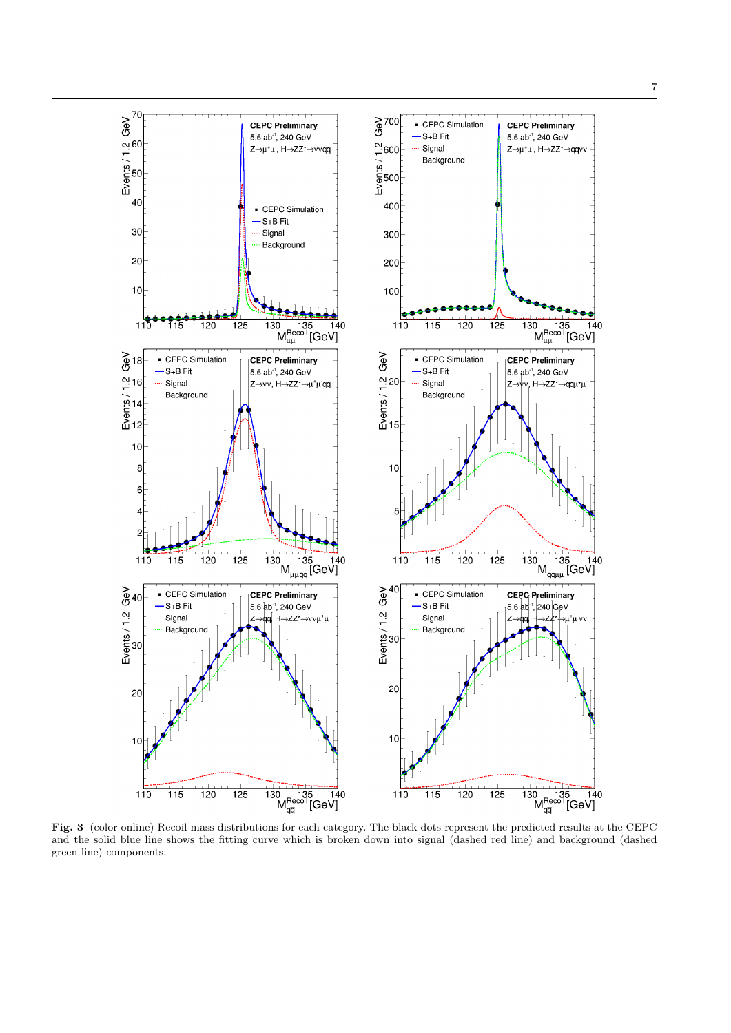**Fig. 3** (color online) Recoil mass distributions for each category. The black dots represent the predicted results at the CEPC and the solid blue line shows the fitting curve which is broken down into signal (dashed red line) and background (dashed green line) components.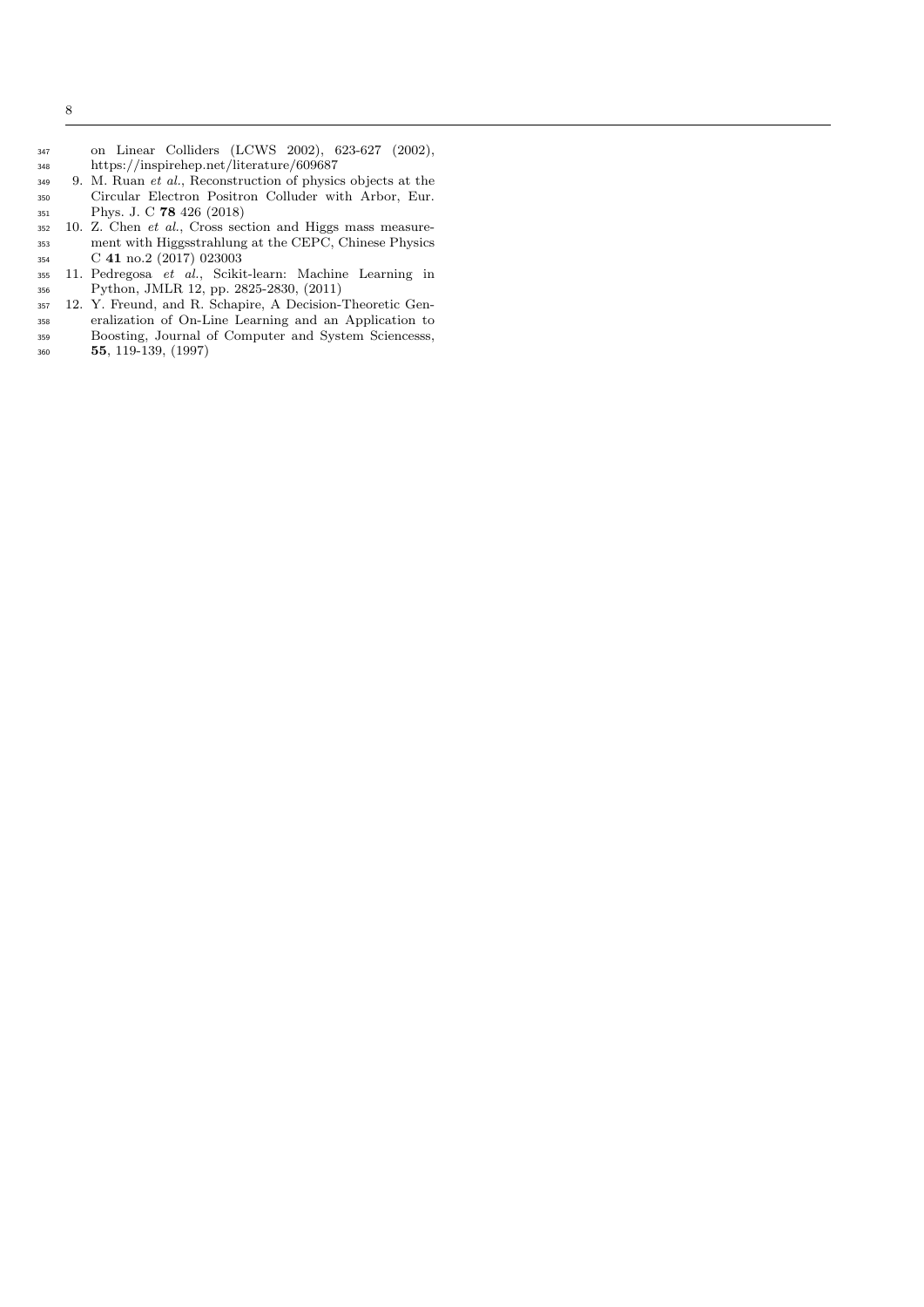on Linear Colliders (LCWS 2002), 623-627 (2002), https://inspirehep.net/literature/609687

9. M. Ruan *et al.*, Reconstruction of physics objects at the Circular Electron Positron Colluder with Arbor, Eur. Phys. J. C **78** 426 (2018)
10. Z. Chen *et al.*, Cross section and Higgs mass measurement with Higgsstrahlung at the CEPC, Chinese Physics C **41** no.2 (2017) 023003
11. Pedregosa *et al.*, Scikit-learn: Machine Learning in Python, JMLR 12, pp. 2825-2830, (2011)
12. Y. Freund, and R. Schapire, A Decision-Theoretic Generalization of On-Line Learning and an Application to Boosting, Journal of Computer and System Sciencesss, **55**, 119-139, (1997)